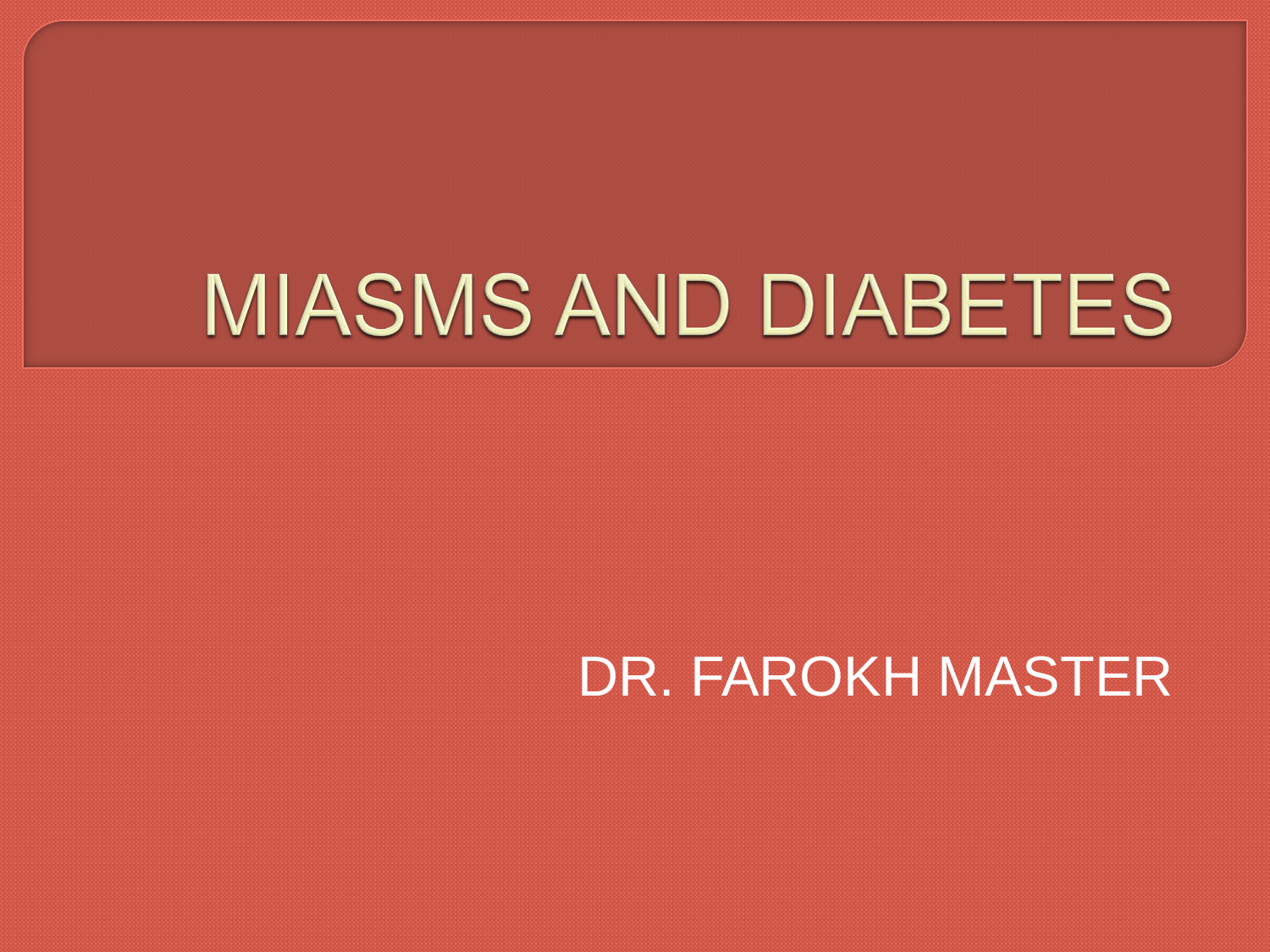# MIASMS AND DIABETES

DR. FAROKH MASTER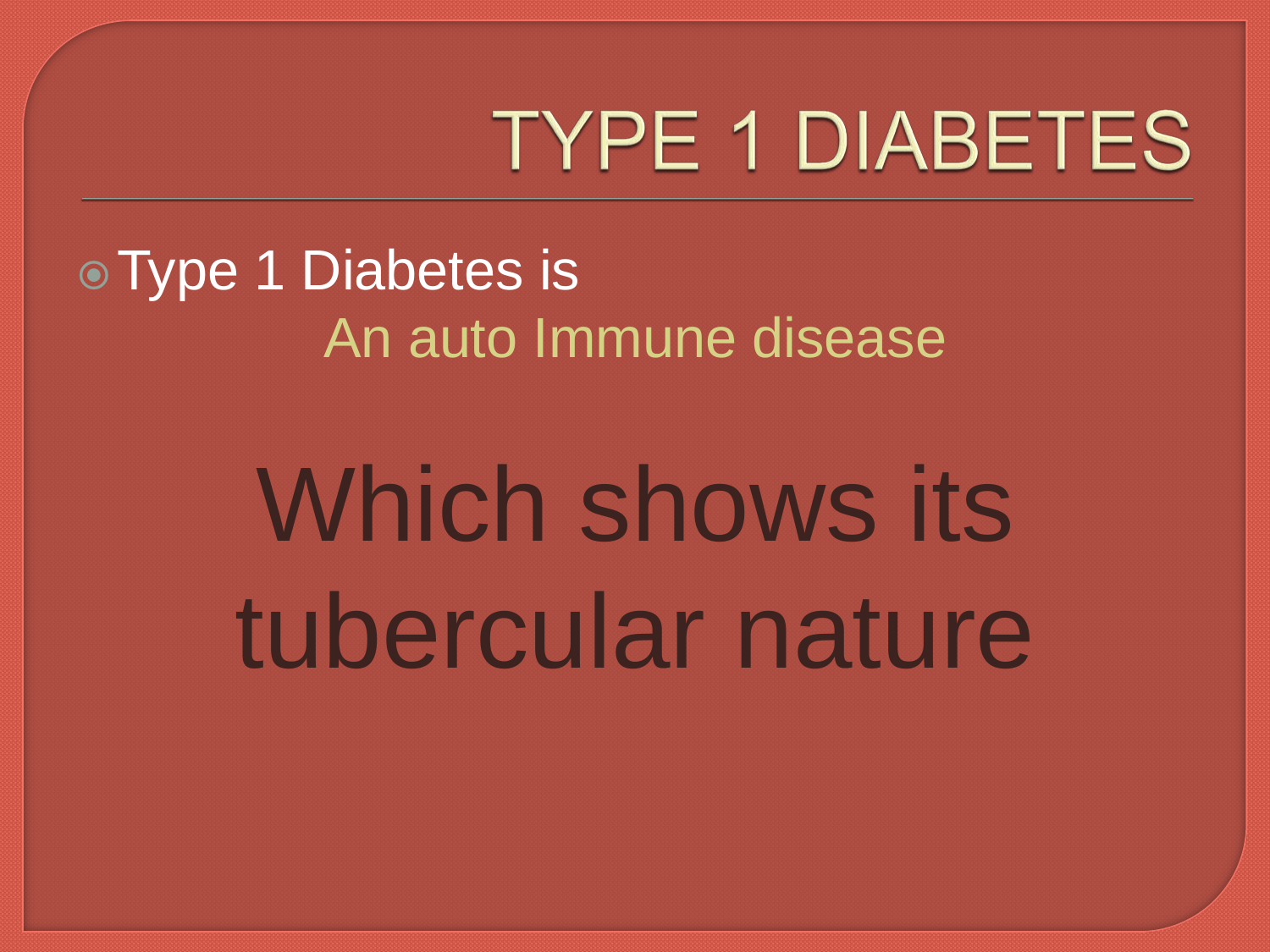# TYPE 1 DIABETES

- Type 1 Diabetes is

  An auto Immune disease

Which shows its tubercular nature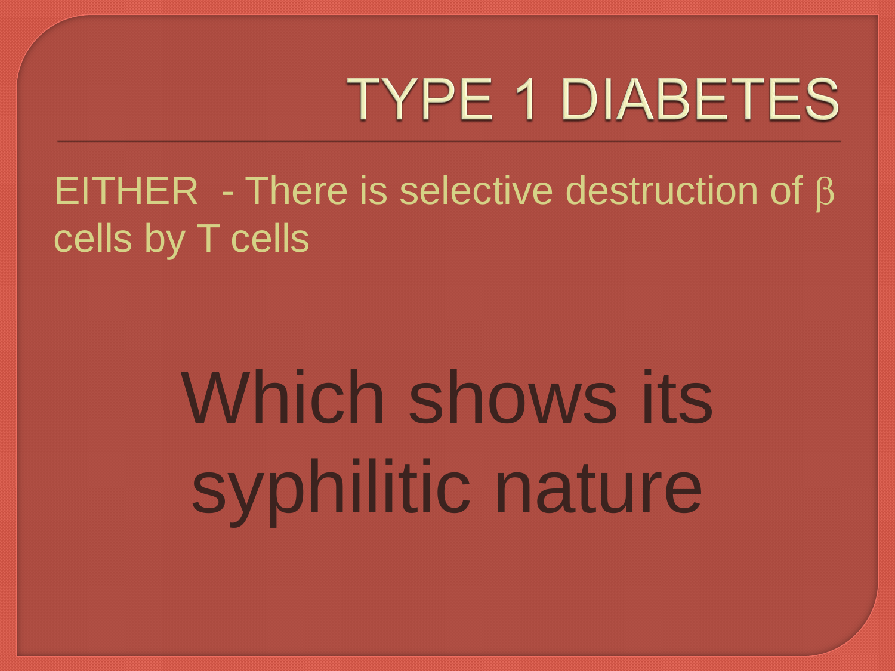# TYPE 1 DIABETES

EITHER - There is selective destruction of β cells by T cells

Which shows its syphilitic nature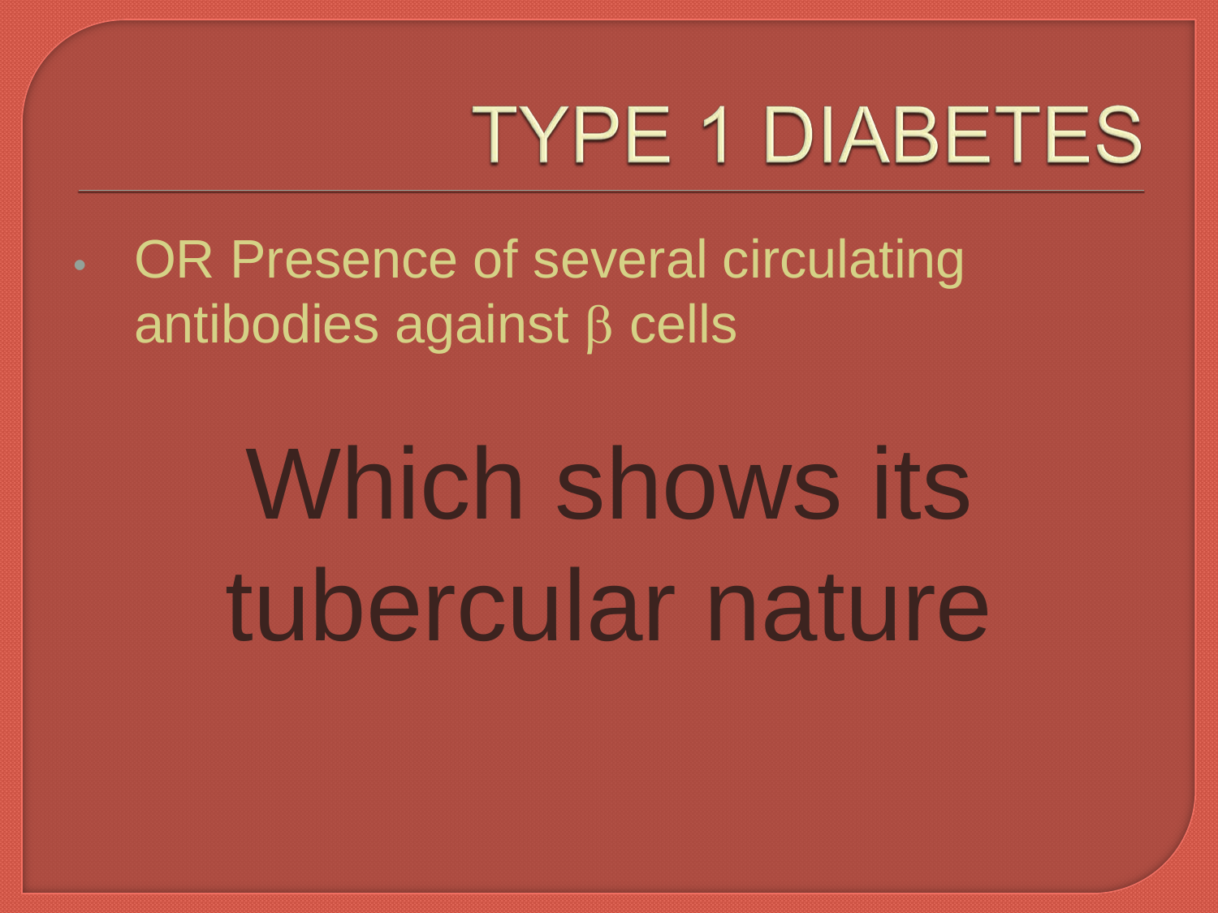# TYPE 1 DIABETES

- OR Presence of several circulating antibodies against β cells

Which shows its tubercular nature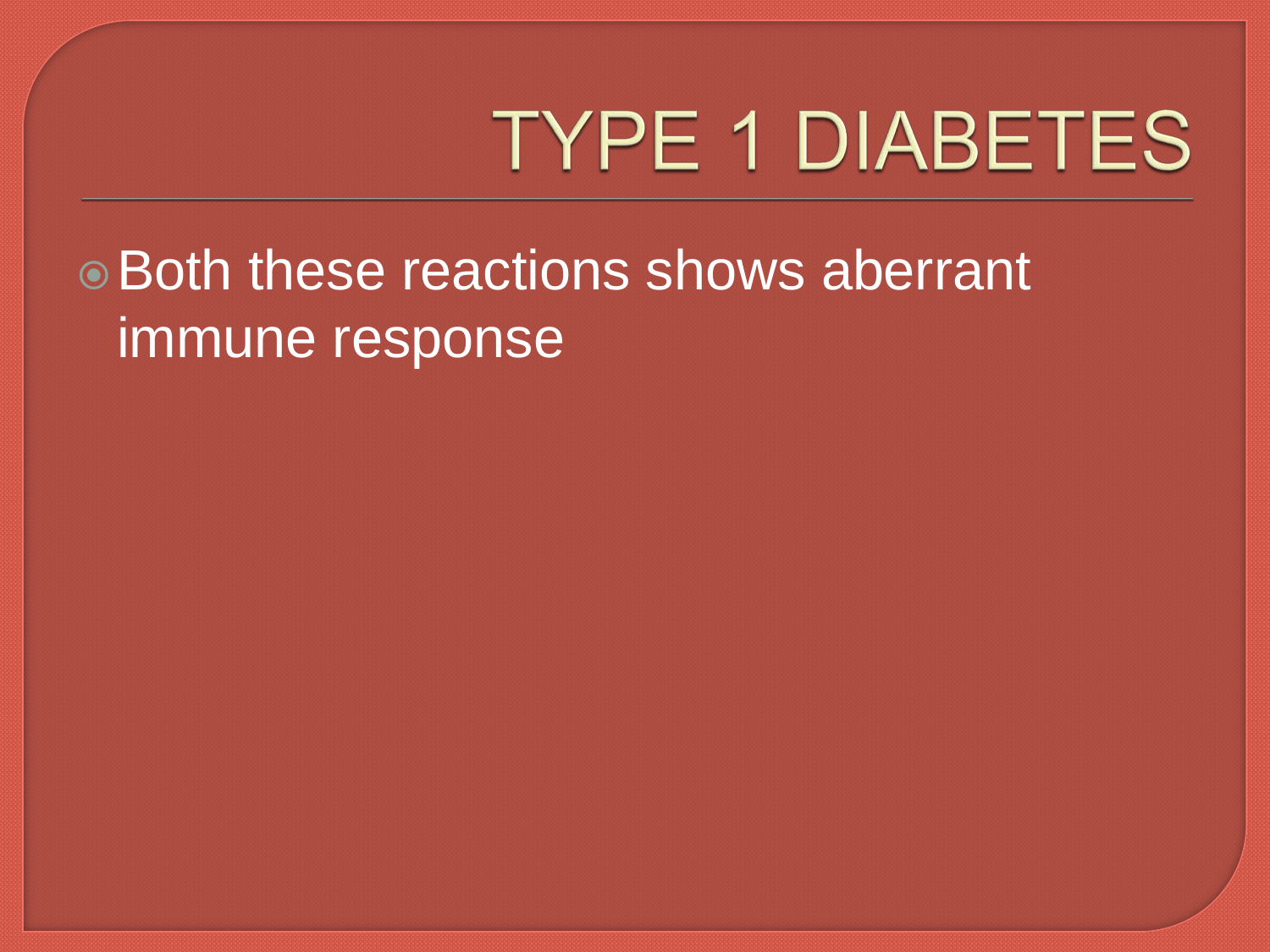# TYPE 1 DIABETES

- Both these reactions shows aberrant immune response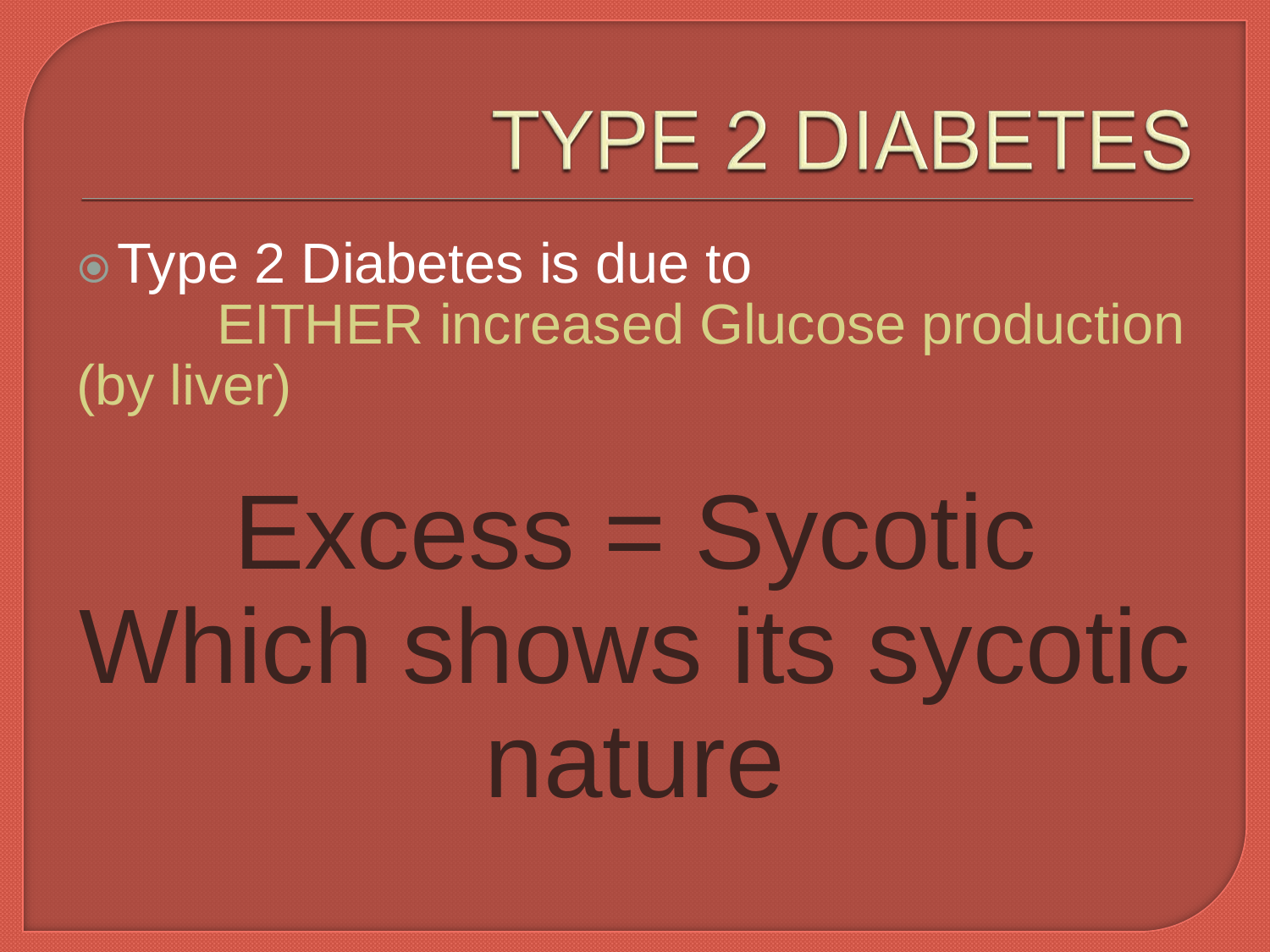# TYPE 2 DIABETES

- Type 2 Diabetes is due to EITHER increased Glucose production (by liver)

Excess = Sycotic
Which shows its sycotic nature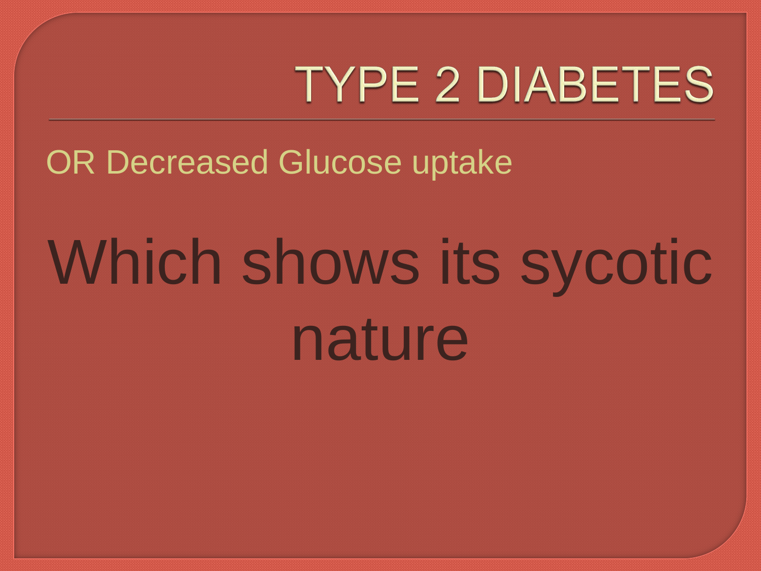# TYPE 2 DIABETES

OR Decreased Glucose uptake

Which shows its sycotic nature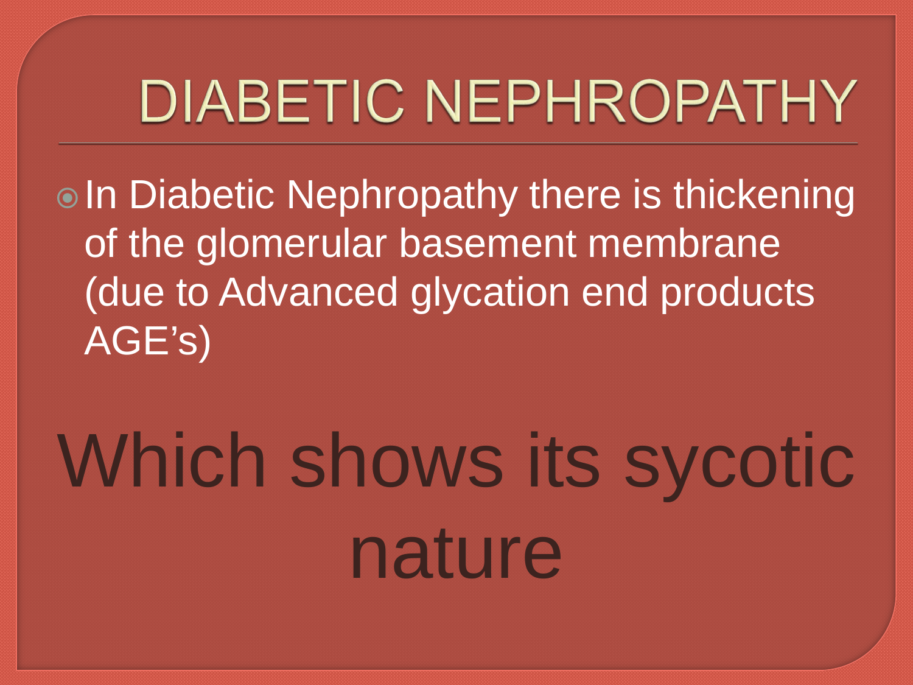# DIABETIC NEPHROPATHY

- In Diabetic Nephropathy there is thickening of the glomerular basement membrane (due to Advanced glycation end products AGE's)

Which shows its sycotic nature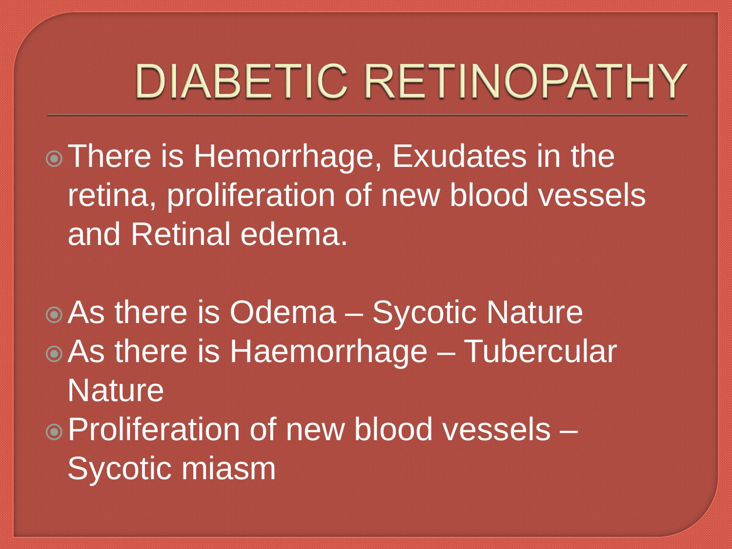# DIABETIC RETINOPATHY

- There is Hemorrhage, Exudates in the retina, proliferation of new blood vessels and Retinal edema.

- As there is Odema – Sycotic Nature
- As there is Haemorrhage – Tubercular Nature
- Proliferation of new blood vessels – Sycotic miasm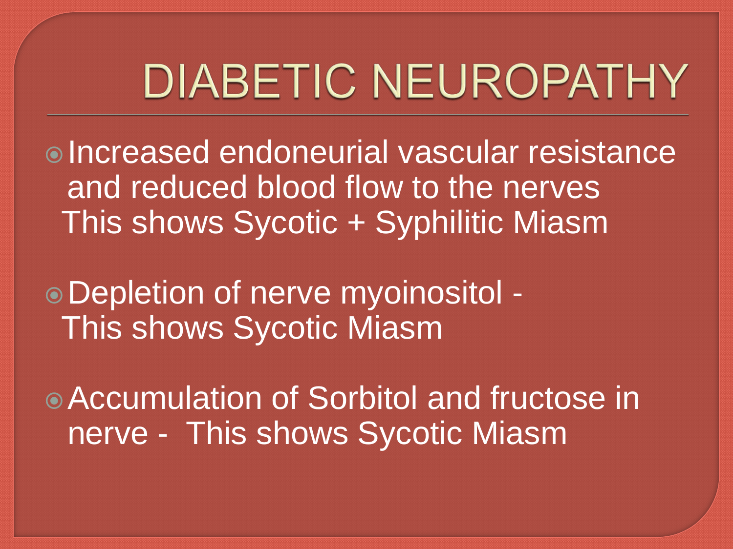# DIABETIC NEUROPATHY

- Increased endoneurial vascular resistance and reduced blood flow to the nerves
  This shows Sycotic + Syphilitic Miasm

- Depletion of nerve myoinositol -
  This shows Sycotic Miasm

- Accumulation of Sorbitol and fructose in nerve - This shows Sycotic Miasm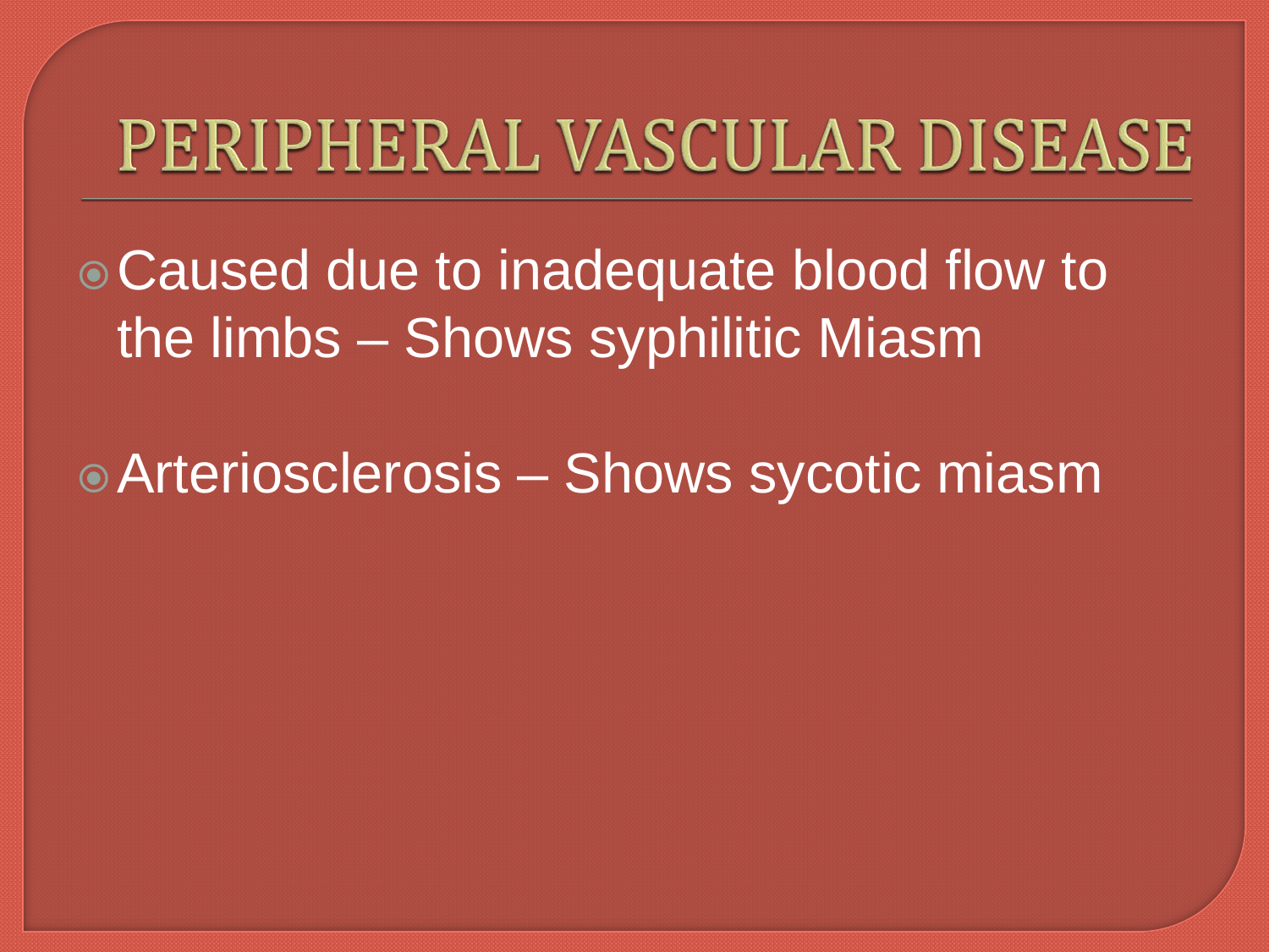# PERIPHERAL VASCULAR DISEASE

- Caused due to inadequate blood flow to the limbs – Shows syphilitic Miasm
- Arteriosclerosis – Shows sycotic miasm